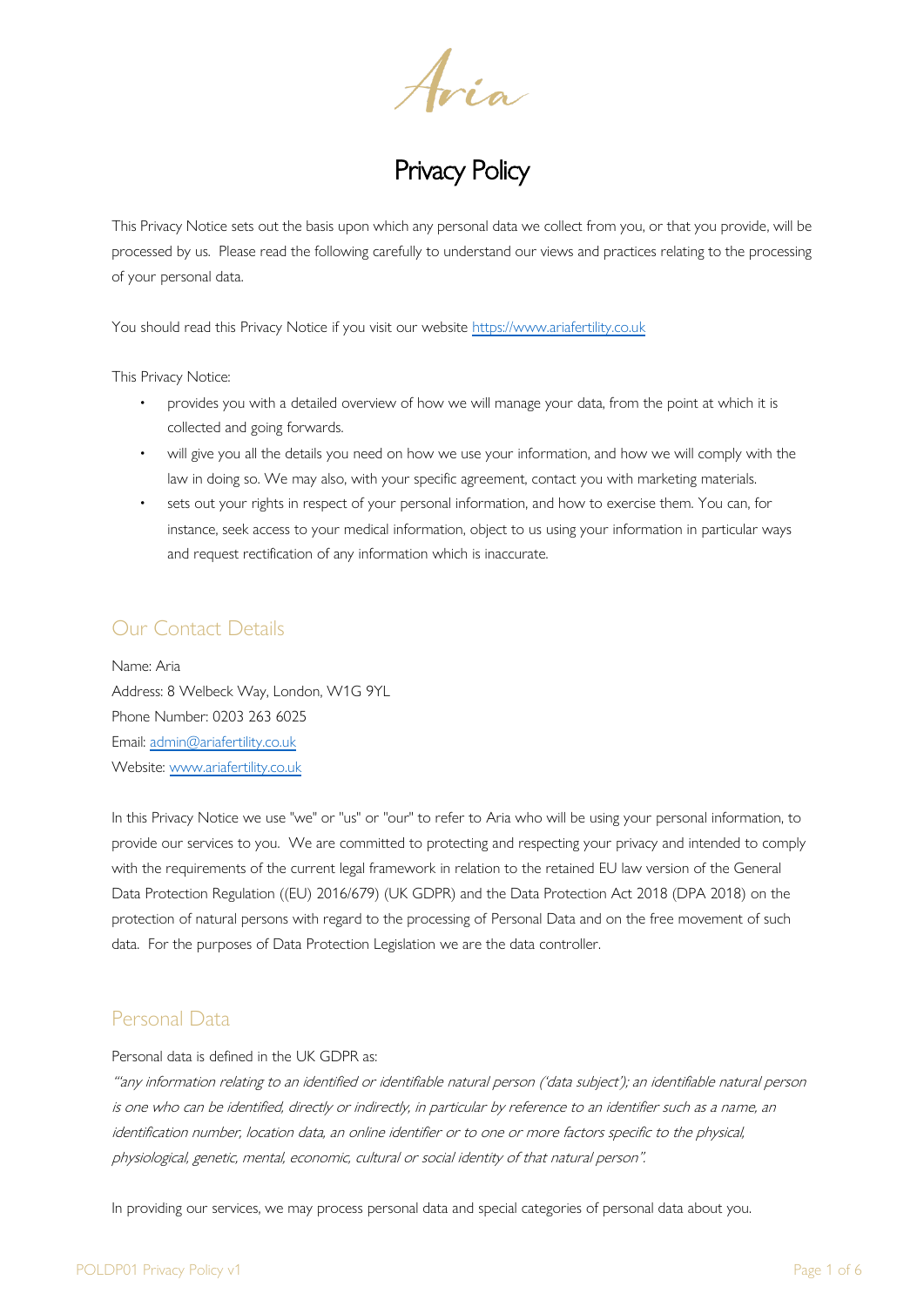Aria

# Privacy Policy

This Privacy Notice sets out the basis upon which any personal data we collect from you, or that you provide, will be processed by us. Please read the following carefully to understand our views and practices relating to the processing of your personal data.

You should read this Privacy Notice if you visit our website https://www.ariafertility.co.uk

This Privacy Notice:

- provides you with a detailed overview of how we will manage your data, from the point at which it is collected and going forwards.
- will give you all the details you need on how we use your information, and how we will comply with the law in doing so. We may also, with your specific agreement, contact you with marketing materials.
- sets out your rights in respect of your personal information, and how to exercise them. You can, for instance, seek access to your medical information, object to us using your information in particular ways and request rectification of any information which is inaccurate.

## Our Contact Details

Name: Aria
Address: 8 Welbeck Way, London, W1G 9YL
Phone Number: 0203 263 6025
Email: admin@ariafertility.co.uk
Website: www.ariafertility.co.uk

In this Privacy Notice we use "we" or "us" or "our" to refer to Aria who will be using your personal information, to provide our services to you. We are committed to protecting and respecting your privacy and intended to comply with the requirements of the current legal framework in relation to the retained EU law version of the General Data Protection Regulation ((EU) 2016/679) (UK GDPR) and the Data Protection Act 2018 (DPA 2018) on the protection of natural persons with regard to the processing of Personal Data and on the free movement of such data. For the purposes of Data Protection Legislation we are the data controller.

## Personal Data

Personal data is defined in the UK GDPR as:

*"any information relating to an identified or identifiable natural person ('data subject'); an identifiable natural person is one who can be identified, directly or indirectly, in particular by reference to an identifier such as a name, an identification number, location data, an online identifier or to one or more factors specific to the physical, physiological, genetic, mental, economic, cultural or social identity of that natural person".*

In providing our services, we may process personal data and special categories of personal data about you.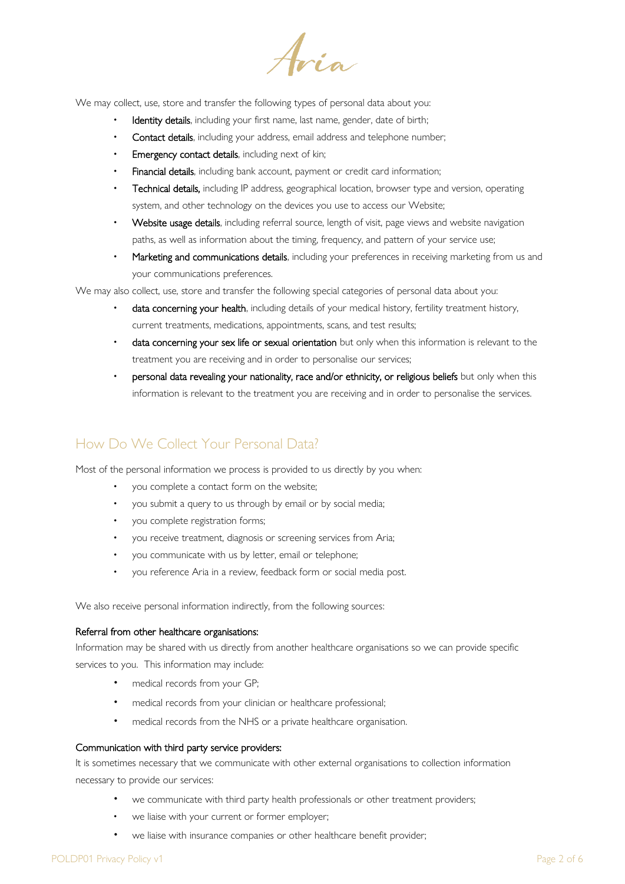We may collect, use, store and transfer the following types of personal data about you:

- **Identity details**, including your first name, last name, gender, date of birth;
- **Contact details**, including your address, email address and telephone number;
- **Emergency contact details**, including next of kin;
- **Financial details**, including bank account, payment or credit card information;
- **Technical details,** including IP address, geographical location, browser type and version, operating system, and other technology on the devices you use to access our Website;
- **Website usage details**, including referral source, length of visit, page views and website navigation paths, as well as information about the timing, frequency, and pattern of your service use;
- **Marketing and communications details**, including your preferences in receiving marketing from us and your communications preferences.

We may also collect, use, store and transfer the following special categories of personal data about you:

- **data concerning your health**, including details of your medical history, fertility treatment history, current treatments, medications, appointments, scans, and test results;
- **data concerning your sex life or sexual orientation** but only when this information is relevant to the treatment you are receiving and in order to personalise our services;
- **personal data revealing your nationality, race and/or ethnicity, or religious beliefs** but only when this information is relevant to the treatment you are receiving and in order to personalise the services.

## How Do We Collect Your Personal Data?

Most of the personal information we process is provided to us directly by you when:

- you complete a contact form on the website;
- you submit a query to us through by email or by social media;
- you complete registration forms;
- you receive treatment, diagnosis or screening services from Aria;
- you communicate with us by letter, email or telephone;
- you reference Aria in a review, feedback form or social media post.

We also receive personal information indirectly, from the following sources:

**Referral from other healthcare organisations:**

Information may be shared with us directly from another healthcare organisations so we can provide specific services to you. This information may include:

- medical records from your GP;
- medical records from your clinician or healthcare professional;
- medical records from the NHS or a private healthcare organisation.

**Communication with third party service providers:**

It is sometimes necessary that we communicate with other external organisations to collection information necessary to provide our services:

- we communicate with third party health professionals or other treatment providers;
- we liaise with your current or former employer;
- we liaise with insurance companies or other healthcare benefit provider;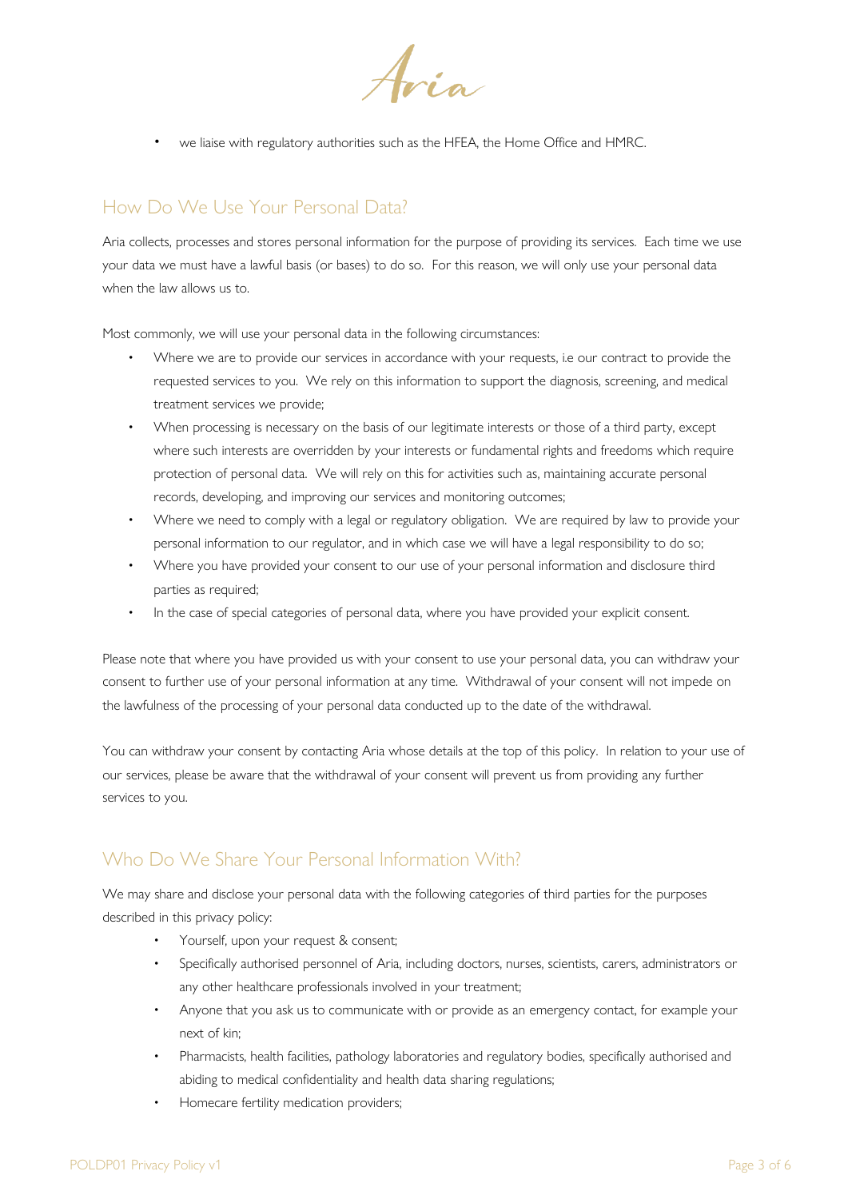- we liaise with regulatory authorities such as the HFEA, the Home Office and HMRC.

## How Do We Use Your Personal Data?

Aria collects, processes and stores personal information for the purpose of providing its services. Each time we use your data we must have a lawful basis (or bases) to do so. For this reason, we will only use your personal data when the law allows us to.

Most commonly, we will use your personal data in the following circumstances:

- Where we are to provide our services in accordance with your requests, i.e our contract to provide the requested services to you. We rely on this information to support the diagnosis, screening, and medical treatment services we provide;
- When processing is necessary on the basis of our legitimate interests or those of a third party, except where such interests are overridden by your interests or fundamental rights and freedoms which require protection of personal data. We will rely on this for activities such as, maintaining accurate personal records, developing, and improving our services and monitoring outcomes;
- Where we need to comply with a legal or regulatory obligation. We are required by law to provide your personal information to our regulator, and in which case we will have a legal responsibility to do so;
- Where you have provided your consent to our use of your personal information and disclosure third parties as required;
- In the case of special categories of personal data, where you have provided your explicit consent.

Please note that where you have provided us with your consent to use your personal data, you can withdraw your consent to further use of your personal information at any time. Withdrawal of your consent will not impede on the lawfulness of the processing of your personal data conducted up to the date of the withdrawal.

You can withdraw your consent by contacting Aria whose details at the top of this policy. In relation to your use of our services, please be aware that the withdrawal of your consent will prevent us from providing any further services to you.

## Who Do We Share Your Personal Information With?

We may share and disclose your personal data with the following categories of third parties for the purposes described in this privacy policy:

- Yourself, upon your request & consent;
- Specifically authorised personnel of Aria, including doctors, nurses, scientists, carers, administrators or any other healthcare professionals involved in your treatment;
- Anyone that you ask us to communicate with or provide as an emergency contact, for example your next of kin;
- Pharmacists, health facilities, pathology laboratories and regulatory bodies, specifically authorised and abiding to medical confidentiality and health data sharing regulations;
- Homecare fertility medication providers;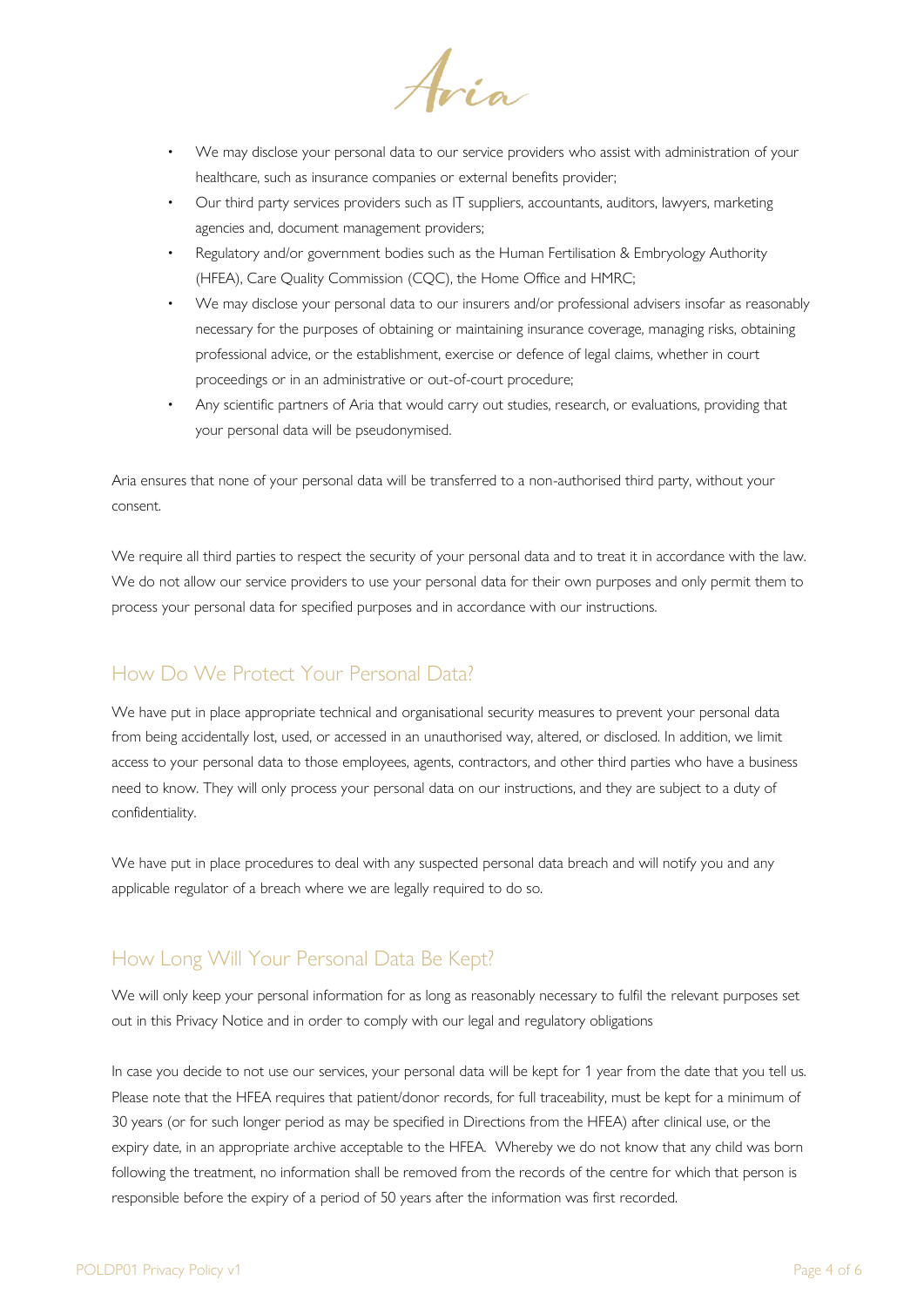- We may disclose your personal data to our service providers who assist with administration of your healthcare, such as insurance companies or external benefits provider;
- Our third party services providers such as IT suppliers, accountants, auditors, lawyers, marketing agencies and, document management providers;
- Regulatory and/or government bodies such as the Human Fertilisation & Embryology Authority (HFEA), Care Quality Commission (CQC), the Home Office and HMRC;
- We may disclose your personal data to our insurers and/or professional advisers insofar as reasonably necessary for the purposes of obtaining or maintaining insurance coverage, managing risks, obtaining professional advice, or the establishment, exercise or defence of legal claims, whether in court proceedings or in an administrative or out-of-court procedure;
- Any scientific partners of Aria that would carry out studies, research, or evaluations, providing that your personal data will be pseudonymised.

Aria ensures that none of your personal data will be transferred to a non-authorised third party, without your consent.

We require all third parties to respect the security of your personal data and to treat it in accordance with the law. We do not allow our service providers to use your personal data for their own purposes and only permit them to process your personal data for specified purposes and in accordance with our instructions.

## How Do We Protect Your Personal Data?

We have put in place appropriate technical and organisational security measures to prevent your personal data from being accidentally lost, used, or accessed in an unauthorised way, altered, or disclosed. In addition, we limit access to your personal data to those employees, agents, contractors, and other third parties who have a business need to know. They will only process your personal data on our instructions, and they are subject to a duty of confidentiality.

We have put in place procedures to deal with any suspected personal data breach and will notify you and any applicable regulator of a breach where we are legally required to do so.

## How Long Will Your Personal Data Be Kept?

We will only keep your personal information for as long as reasonably necessary to fulfil the relevant purposes set out in this Privacy Notice and in order to comply with our legal and regulatory obligations

In case you decide to not use our services, your personal data will be kept for 1 year from the date that you tell us. Please note that the HFEA requires that patient/donor records, for full traceability, must be kept for a minimum of 30 years (or for such longer period as may be specified in Directions from the HFEA) after clinical use, or the expiry date, in an appropriate archive acceptable to the HFEA. Whereby we do not know that any child was born following the treatment, no information shall be removed from the records of the centre for which that person is responsible before the expiry of a period of 50 years after the information was first recorded.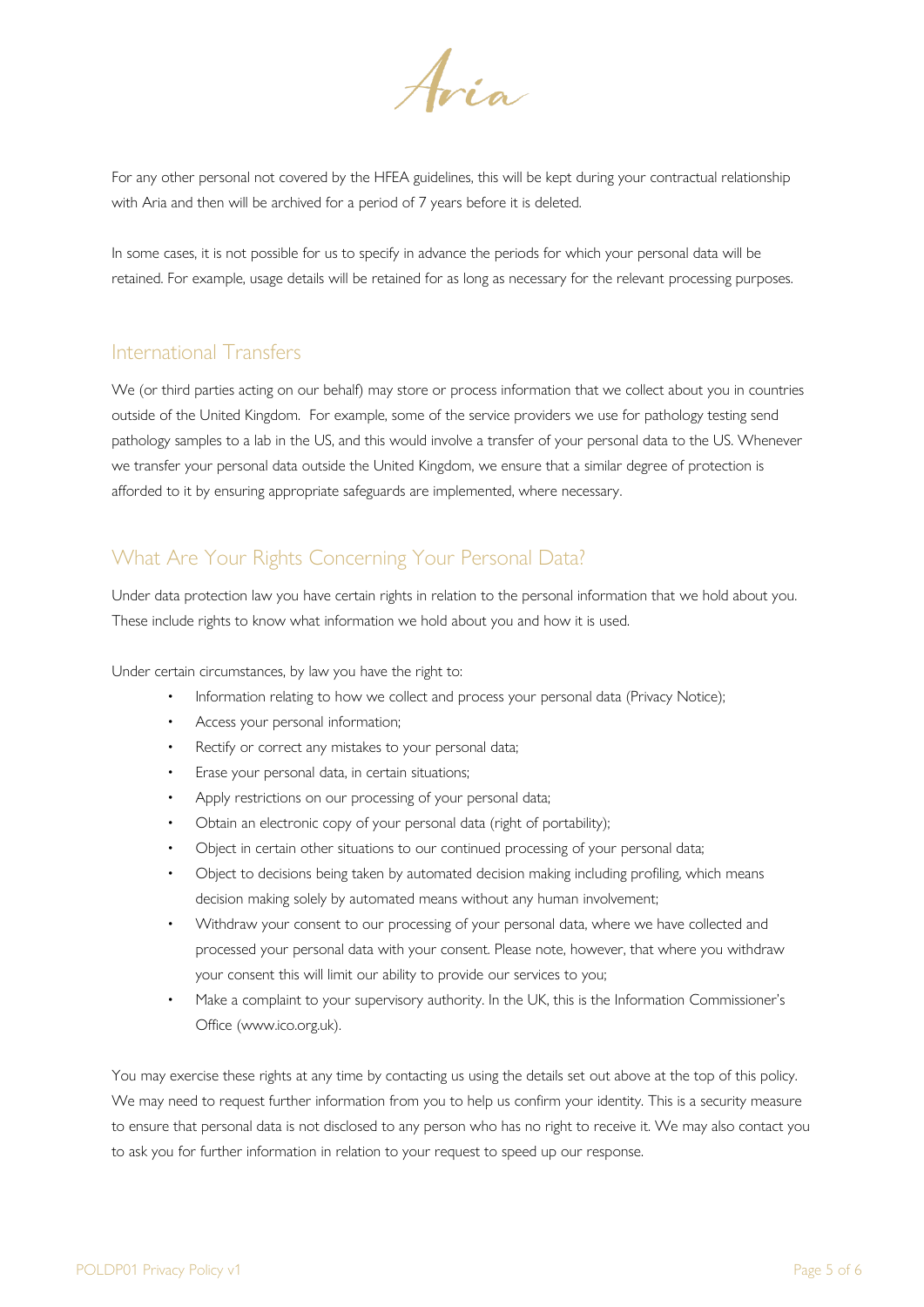For any other personal not covered by the HFEA guidelines, this will be kept during your contractual relationship with Aria and then will be archived for a period of 7 years before it is deleted.

In some cases, it is not possible for us to specify in advance the periods for which your personal data will be retained. For example, usage details will be retained for as long as necessary for the relevant processing purposes.

## International Transfers

We (or third parties acting on our behalf) may store or process information that we collect about you in countries outside of the United Kingdom. For example, some of the service providers we use for pathology testing send pathology samples to a lab in the US, and this would involve a transfer of your personal data to the US. Whenever we transfer your personal data outside the United Kingdom, we ensure that a similar degree of protection is afforded to it by ensuring appropriate safeguards are implemented, where necessary.

## What Are Your Rights Concerning Your Personal Data?

Under data protection law you have certain rights in relation to the personal information that we hold about you. These include rights to know what information we hold about you and how it is used.

Under certain circumstances, by law you have the right to:

- Information relating to how we collect and process your personal data (Privacy Notice);
- Access your personal information;
- Rectify or correct any mistakes to your personal data;
- Erase your personal data, in certain situations;
- Apply restrictions on our processing of your personal data;
- Obtain an electronic copy of your personal data (right of portability);
- Object in certain other situations to our continued processing of your personal data;
- Object to decisions being taken by automated decision making including profiling, which means decision making solely by automated means without any human involvement;
- Withdraw your consent to our processing of your personal data, where we have collected and processed your personal data with your consent. Please note, however, that where you withdraw your consent this will limit our ability to provide our services to you;
- Make a complaint to your supervisory authority. In the UK, this is the Information Commissioner's Office (www.ico.org.uk).

You may exercise these rights at any time by contacting us using the details set out above at the top of this policy. We may need to request further information from you to help us confirm your identity. This is a security measure to ensure that personal data is not disclosed to any person who has no right to receive it. We may also contact you to ask you for further information in relation to your request to speed up our response.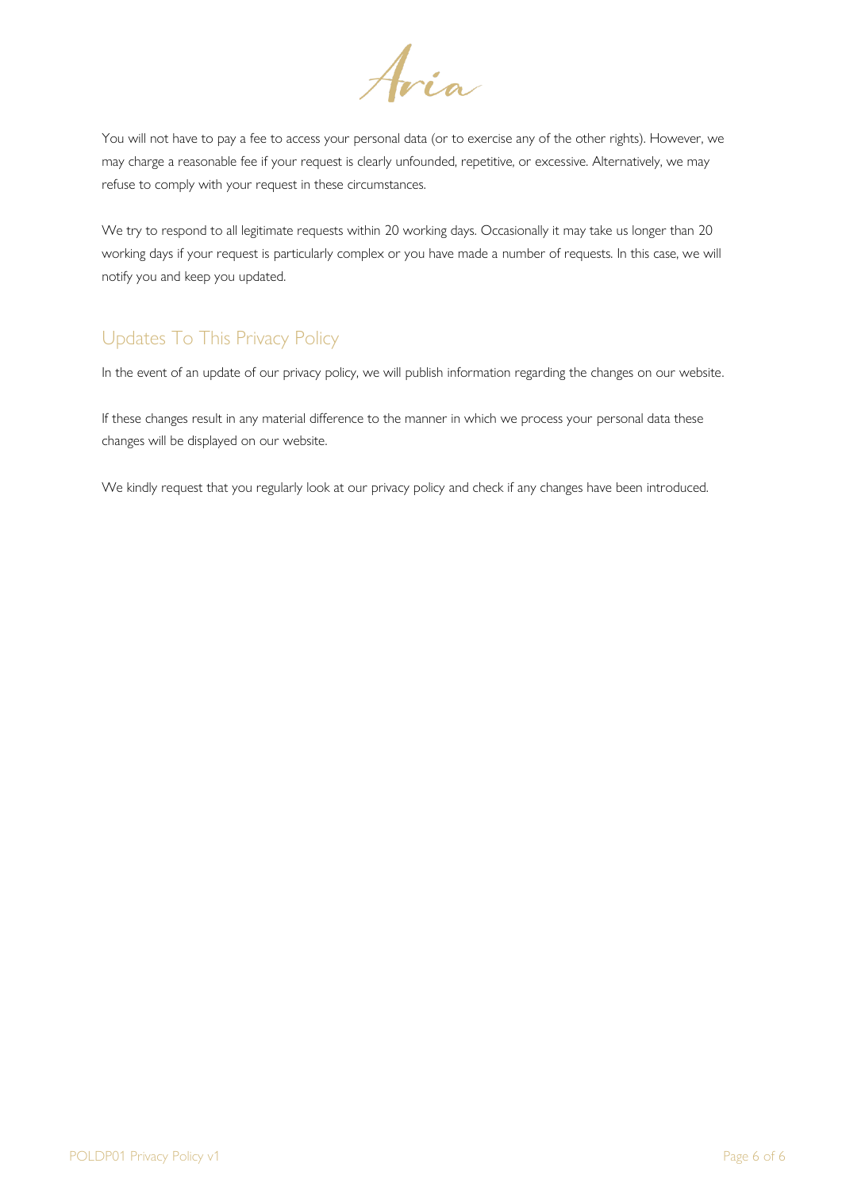You will not have to pay a fee to access your personal data (or to exercise any of the other rights). However, we may charge a reasonable fee if your request is clearly unfounded, repetitive, or excessive. Alternatively, we may refuse to comply with your request in these circumstances.

We try to respond to all legitimate requests within 20 working days. Occasionally it may take us longer than 20 working days if your request is particularly complex or you have made a number of requests. In this case, we will notify you and keep you updated.

## Updates To This Privacy Policy

In the event of an update of our privacy policy, we will publish information regarding the changes on our website.

If these changes result in any material difference to the manner in which we process your personal data these changes will be displayed on our website.

We kindly request that you regularly look at our privacy policy and check if any changes have been introduced.